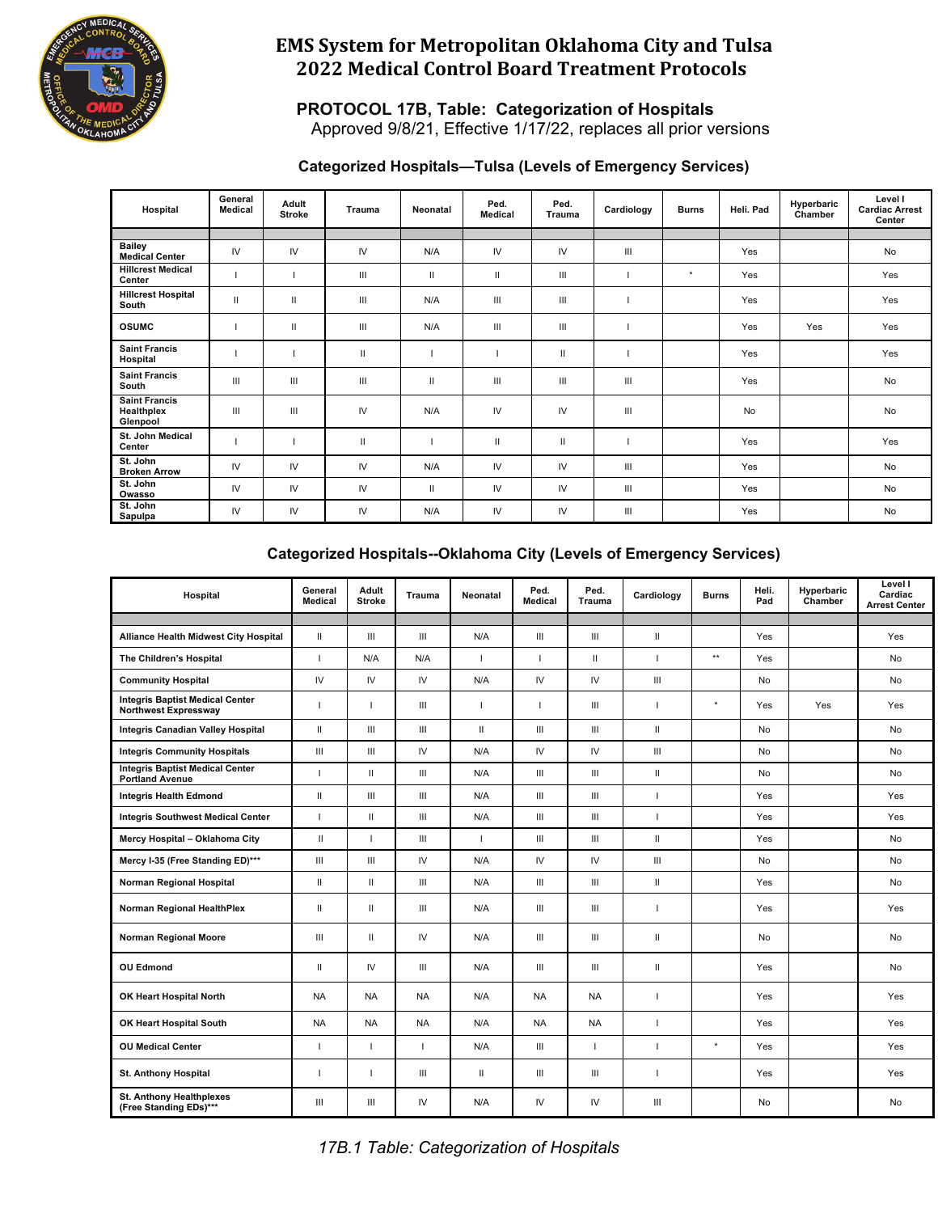# EMS System for Metropolitan Oklahoma City and Tulsa
# 2022 Medical Control Board Treatment Protocols

## PROTOCOL 17B, Table: Categorization of Hospitals

Approved 9/8/21, Effective 1/17/22, replaces all prior versions

### Categorized Hospitals—Tulsa (Levels of Emergency Services)

| Hospital | General Medical | Adult Stroke | Trauma | Neonatal | Ped. Medical | Ped. Trauma | Cardiology | Burns | Heli. Pad | Hyperbaric Chamber | Level I Cardiac Arrest Center |
|---|---|---|---|---|---|---|---|---|---|---|---|
| Bailey Medical Center | IV | IV | IV | N/A | IV | IV | III | | Yes | | No |
| Hillcrest Medical Center | I | I | III | II | II | III | I | * | Yes | | Yes |
| Hillcrest Hospital South | II | II | III | N/A | III | III | I | | Yes | | Yes |
| OSUMC | I | II | III | N/A | III | III | I | | Yes | Yes | Yes |
| Saint Francis Hospital | I | I | II | I | I | II | I | | Yes | | Yes |
| Saint Francis South | III | III | III | II | III | III | III | | Yes | | No |
| Saint Francis Healthplex Glenpool | III | III | IV | N/A | IV | IV | III | | No | | No |
| St. John Medical Center | I | I | II | I | II | II | I | | Yes | | Yes |
| St. John Broken Arrow | IV | IV | IV | N/A | IV | IV | III | | Yes | | No |
| St. John Owasso | IV | IV | IV | II | IV | IV | III | | Yes | | No |
| St. John Sapulpa | IV | IV | IV | N/A | IV | IV | III | | Yes | | No |

### Categorized Hospitals--Oklahoma City (Levels of Emergency Services)

| Hospital | General Medical | Adult Stroke | Trauma | Neonatal | Ped. Medical | Ped. Trauma | Cardiology | Burns | Heli. Pad | Hyperbaric Chamber | Level I Cardiac Arrest Center |
|---|---|---|---|---|---|---|---|---|---|---|---|
| Alliance Health Midwest City Hospital | II | III | III | N/A | III | III | II | | Yes | | Yes |
| The Children's Hospital | I | N/A | N/A | I | I | II | I | ** | Yes | | No |
| Community Hospital | IV | IV | IV | N/A | IV | IV | III | | No | | No |
| Integris Baptist Medical Center Northwest Expressway | I | I | III | I | I | III | I | * | Yes | Yes | Yes |
| Integris Canadian Valley Hospital | II | III | III | II | III | III | II | | No | | No |
| Integris Community Hospitals | III | III | IV | N/A | IV | IV | III | | No | | No |
| Integris Baptist Medical Center Portland Avenue | I | II | III | N/A | III | III | II | | No | | No |
| Integris Health Edmond | II | III | III | N/A | III | III | I | | Yes | | Yes |
| Integris Southwest Medical Center | I | II | III | N/A | III | III | I | | Yes | | Yes |
| Mercy Hospital – Oklahoma City | II | I | III | I | III | III | II | | Yes | | No |
| Mercy I-35 (Free Standing ED)*** | III | III | IV | N/A | IV | IV | III | | No | | No |
| Norman Regional Hospital | II | II | III | N/A | III | III | II | | Yes | | No |
| Norman Regional HealthPlex | II | II | III | N/A | III | III | I | | Yes | | Yes |
| Norman Regional Moore | III | II | IV | N/A | III | III | II | | No | | No |
| OU Edmond | II | IV | III | N/A | III | III | II | | Yes | | No |
| OK Heart Hospital North | NA | NA | NA | N/A | NA | NA | I | | Yes | | Yes |
| OK Heart Hospital South | NA | NA | NA | N/A | NA | NA | I | | Yes | | Yes |
| OU Medical Center | I | I | I | N/A | III | I | I | * | Yes | | Yes |
| St. Anthony Hospital | I | I | III | II | III | III | I | | Yes | | Yes |
| St. Anthony Healthplexes (Free Standing EDs)*** | III | III | IV | N/A | IV | IV | III | | No | | No |

*17B.1 Table: Categorization of Hospitals*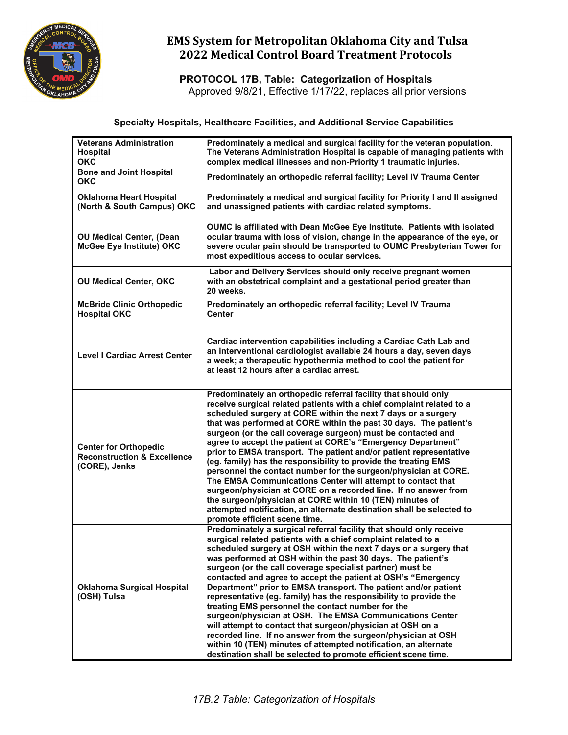# EMS System for Metropolitan Oklahoma City and Tulsa
# 2022 Medical Control Board Treatment Protocols

## PROTOCOL 17B, Table: Categorization of Hospitals

Approved 9/8/21, Effective 1/17/22, replaces all prior versions

### Specialty Hospitals, Healthcare Facilities, and Additional Service Capabilities

| | |
|---|---|
| **Veterans Administration Hospital OKC** | **Predominately a medical and surgical facility for the veteran population. The Veterans Administration Hospital is capable of managing patients with complex medical illnesses and non-Priority 1 traumatic injuries.** |
| **Bone and Joint Hospital OKC** | **Predominately an orthopedic referral facility; Level IV Trauma Center** |
| **Oklahoma Heart Hospital (North & South Campus) OKC** | **Predominately a medical and surgical facility for Priority I and II assigned and unassigned patients with cardiac related symptoms.** |
| **OU Medical Center, (Dean McGee Eye Institute) OKC** | **OUMC is affiliated with Dean McGee Eye Institute. Patients with isolated ocular trauma with loss of vision, change in the appearance of the eye, or severe ocular pain should be transported to OUMC Presbyterian Tower for most expeditious access to ocular services.** |
| **OU Medical Center, OKC** | **Labor and Delivery Services should only receive pregnant women with an obstetrical complaint and a gestational period greater than 20 weeks.** |
| **McBride Clinic Orthopedic Hospital OKC** | **Predominately an orthopedic referral facility; Level IV Trauma Center** |
| **Level I Cardiac Arrest Center** | **Cardiac intervention capabilities including a Cardiac Cath Lab and an interventional cardiologist available 24 hours a day, seven days a week; a therapeutic hypothermia method to cool the patient for at least 12 hours after a cardiac arrest.** |
| **Center for Orthopedic Reconstruction & Excellence (CORE), Jenks** | **Predominately an orthopedic referral facility that should only receive surgical related patients with a chief complaint related to a scheduled surgery at CORE within the next 7 days or a surgery that was performed at CORE within the past 30 days. The patient's surgeon (or the call coverage surgeon) must be contacted and agree to accept the patient at CORE's "Emergency Department" prior to EMSA transport. The patient and/or patient representative (eg. family) has the responsibility to provide the treating EMS personnel the contact number for the surgeon/physician at CORE. The EMSA Communications Center will attempt to contact that surgeon/physician at CORE on a recorded line. If no answer from the surgeon/physician at CORE within 10 (TEN) minutes of attempted notification, an alternate destination shall be selected to promote efficient scene time.** |
| **Oklahoma Surgical Hospital (OSH) Tulsa** | **Predominately a surgical referral facility that should only receive surgical related patients with a chief complaint related to a scheduled surgery at OSH within the next 7 days or a surgery that was performed at OSH within the past 30 days. The patient's surgeon (or the call coverage specialist partner) must be contacted and agree to accept the patient at OSH's "Emergency Department" prior to EMSA transport. The patient and/or patient representative (eg. family) has the responsibility to provide the treating EMS personnel the contact number for the surgeon/physician at OSH. The EMSA Communications Center will attempt to contact that surgeon/physician at OSH on a recorded line. If no answer from the surgeon/physician at OSH within 10 (TEN) minutes of attempted notification, an alternate destination shall be selected to promote efficient scene time.** |

*17B.2 Table: Categorization of Hospitals*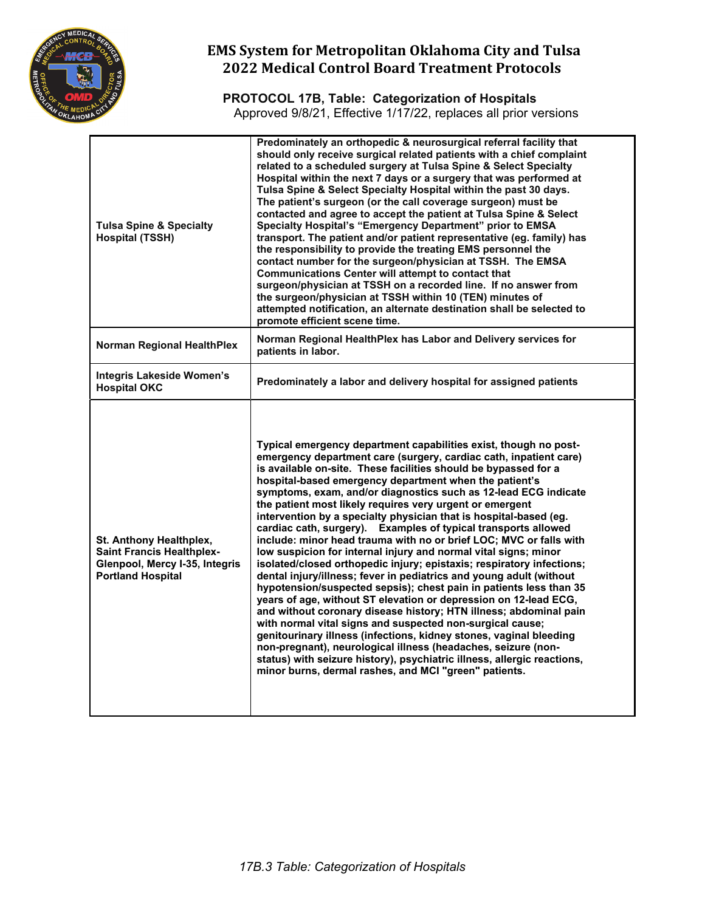| | |
|---|---|
| **Tulsa Spine & Specialty Hospital (TSSH)** | **Predominately an orthopedic & neurosurgical referral facility that should only receive surgical related patients with a chief complaint related to a scheduled surgery at Tulsa Spine & Select Specialty Hospital within the next 7 days or a surgery that was performed at Tulsa Spine & Select Specialty Hospital within the past 30 days. The patient's surgeon (or the call coverage surgeon) must be contacted and agree to accept the patient at Tulsa Spine & Select Specialty Hospital's "Emergency Department" prior to EMSA transport. The patient and/or patient representative (eg. family) has the responsibility to provide the treating EMS personnel the contact number for the surgeon/physician at TSSH. The EMSA Communications Center will attempt to contact that surgeon/physician at TSSH on a recorded line. If no answer from the surgeon/physician at TSSH within 10 (TEN) minutes of attempted notification, an alternate destination shall be selected to promote efficient scene time.** |
| **Norman Regional HealthPlex** | **Norman Regional HealthPlex has Labor and Delivery services for patients in labor.** |
| **Integris Lakeside Women's Hospital OKC** | **Predominately a labor and delivery hospital for assigned patients** |
| **St. Anthony Healthplex, Saint Francis Healthplex-Glenpool, Mercy I-35, Integris Portland Hospital** | **Typical emergency department capabilities exist, though no post-emergency department care (surgery, cardiac cath, inpatient care) is available on-site. These facilities should be bypassed for a hospital-based emergency department when the patient's symptoms, exam, and/or diagnostics such as 12-lead ECG indicate the patient most likely requires very urgent or emergent intervention by a specialty physician that is hospital-based (eg. cardiac cath, surgery). Examples of typical transports allowed include: minor head trauma with no or brief LOC; MVC or falls with low suspicion for internal injury and normal vital signs; minor isolated/closed orthopedic injury; epistaxis; respiratory infections; dental injury/illness; fever in pediatrics and young adult (without hypotension/suspected sepsis); chest pain in patients less than 35 years of age, without ST elevation or depression on 12-lead ECG, and without coronary disease history; HTN illness; abdominal pain with normal vital signs and suspected non-surgical cause; genitourinary illness (infections, kidney stones, vaginal bleeding non-pregnant), neurological illness (headaches, seizure (non-status) with seizure history), psychiatric illness, allergic reactions, minor burns, dermal rashes, and MCI "green" patients.** |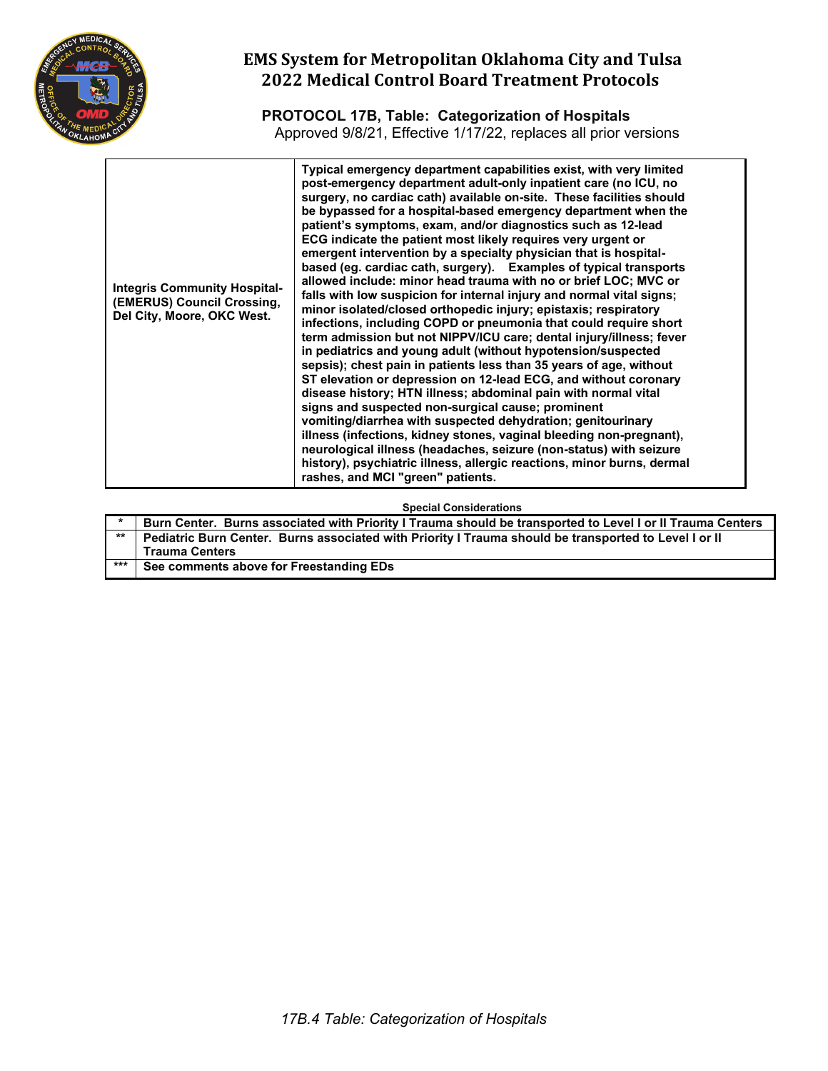| | |
|---|---|
| **Integris Community Hospital-(EMERUS) Council Crossing, Del City, Moore, OKC West.** | **Typical emergency department capabilities exist, with very limited post-emergency department adult-only inpatient care (no ICU, no surgery, no cardiac cath) available on-site. These facilities should be bypassed for a hospital-based emergency department when the patient's symptoms, exam, and/or diagnostics such as 12-lead ECG indicate the patient most likely requires very urgent or emergent intervention by a specialty physician that is hospital-based (eg. cardiac cath, surgery). Examples of typical transports allowed include: minor head trauma with no or brief LOC; MVC or falls with low suspicion for internal injury and normal vital signs; minor isolated/closed orthopedic injury; epistaxis; respiratory infections, including COPD or pneumonia that could require short term admission but not NIPPV/ICU care; dental injury/illness; fever in pediatrics and young adult (without hypotension/suspected sepsis); chest pain in patients less than 35 years of age, without ST elevation or depression on 12-lead ECG, and without coronary disease history; HTN illness; abdominal pain with normal vital signs and suspected non-surgical cause; prominent vomiting/diarrhea with suspected dehydration; genitourinary illness (infections, kidney stones, vaginal bleeding non-pregnant), neurological illness (headaches, seizure (non-status) with seizure history), psychiatric illness, allergic reactions, minor burns, dermal rashes, and MCI "green" patients.** |

**Special Considerations**

| | |
|---|---|
| * | **Burn Center. Burns associated with Priority I Trauma should be transported to Level I or II Trauma Centers** |
| ** | **Pediatric Burn Center. Burns associated with Priority I Trauma should be transported to Level I or II Trauma Centers** |
| *** | **See comments above for Freestanding EDs** |